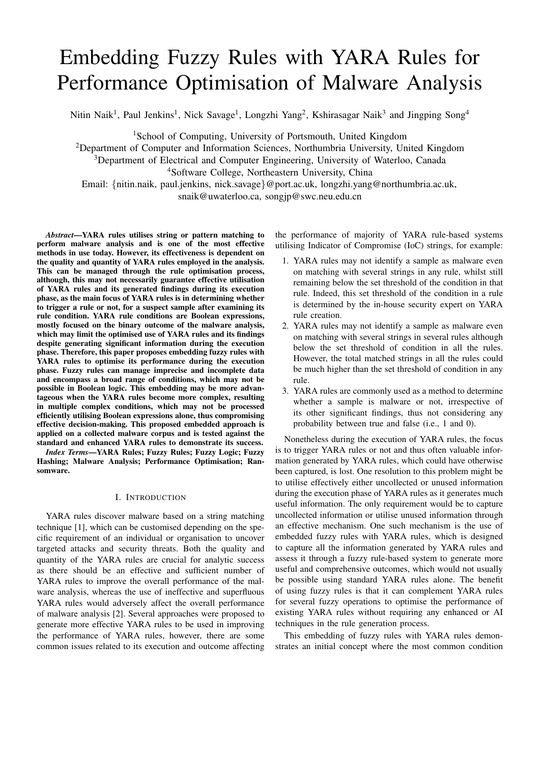# Embedding Fuzzy Rules with YARA Rules for Performance Optimisation of Malware Analysis

Nitin Naik[1], Paul Jenkins[1], Nick Savage[1], Longzhi Yang[2], Kshirasagar Naik[3] and Jingping Song[4]

[1]School of Computing, University of Portsmouth, United Kingdom
[2]Department of Computer and Information Sciences, Northumbria University, United Kingdom
[3]Department of Electrical and Computer Engineering, University of Waterloo, Canada
[4]Software College, Northeastern University, China
Email: {nitin.naik, paul.jenkins, nick.savage}@port.ac.uk, longzhi.yang@northumbria.ac.uk, snaik@uwaterloo.ca, songjp@swc.neu.edu.cn

***Abstract*—YARA rules utilises string or pattern matching to perform malware analysis and is one of the most effective methods in use today. However, its effectiveness is dependent on the quality and quantity of YARA rules employed in the analysis. This can be managed through the rule optimisation process, although, this may not necessarily guarantee effective utilisation of YARA rules and its generated findings during its execution phase, as the main focus of YARA rules is in determining whether to trigger a rule or not, for a suspect sample after examining its rule condition. YARA rule conditions are Boolean expressions, mostly focused on the binary outcome of the malware analysis, which may limit the optimised use of YARA rules and its findings despite generating significant information during the execution phase. Therefore, this paper proposes embedding fuzzy rules with YARA rules to optimise its performance during the execution phase. Fuzzy rules can manage imprecise and incomplete data and encompass a broad range of conditions, which may not be possible in Boolean logic. This embedding may be more advantageous when the YARA rules become more complex, resulting in multiple complex conditions, which may not be processed efficiently utilising Boolean expressions alone, thus compromising effective decision-making. This proposed embedded approach is applied on a collected malware corpus and is tested against the standard and enhanced YARA rules to demonstrate its success.**

***Index Terms*—YARA Rules; Fuzzy Rules; Fuzzy Logic; Fuzzy Hashing; Malware Analysis; Performance Optimisation; Ransomware.**

## I. Introduction

YARA rules discover malware based on a string matching technique [1], which can be customised depending on the specific requirement of an individual or organisation to uncover targeted attacks and security threats. Both the quality and quantity of the YARA rules are crucial for analytic success as there should be an effective and sufficient number of YARA rules to improve the overall performance of the malware analysis, whereas the use of ineffective and superfluous YARA rules would adversely affect the overall performance of malware analysis [2]. Several approaches were proposed to generate more effective YARA rules to be used in improving the performance of YARA rules, however, there are some common issues related to its execution and outcome affecting the performance of majority of YARA rule-based systems utilising Indicator of Compromise (IoC) strings, for example:

1. YARA rules may not identify a sample as malware even on matching with several strings in any rule, whilst still remaining below the set threshold of the condition in that rule. Indeed, this set threshold of the condition in a rule is determined by the in-house security expert on YARA rule creation.
2. YARA rules may not identify a sample as malware even on matching with several strings in several rules although below the set threshold of condition in all the rules. However, the total matched strings in all the rules could be much higher than the set threshold of condition in any rule.
3. YARA rules are commonly used as a method to determine whether a sample is malware or not, irrespective of its other significant findings, thus not considering any probability between true and false (i.e., 1 and 0).

Nonetheless during the execution of YARA rules, the focus is to trigger YARA rules or not and thus often valuable information generated by YARA rules, which could have otherwise been captured, is lost. One resolution to this problem might be to utilise effectively either uncollected or unused information during the execution phase of YARA rules as it generates much useful information. The only requirement would be to capture uncollected information or utilise unused information through an effective mechanism. One such mechanism is the use of embedded fuzzy rules with YARA rules, which is designed to capture all the information generated by YARA rules and assess it through a fuzzy rule-based system to generate more useful and comprehensive outcomes, which would not usually be possible using standard YARA rules alone. The benefit of using fuzzy rules is that it can complement YARA rules for several fuzzy operations to optimise the performance of existing YARA rules without requiring any enhanced or AI techniques in the rule generation process.

This embedding of fuzzy rules with YARA rules demonstrates an initial concept where the most common condition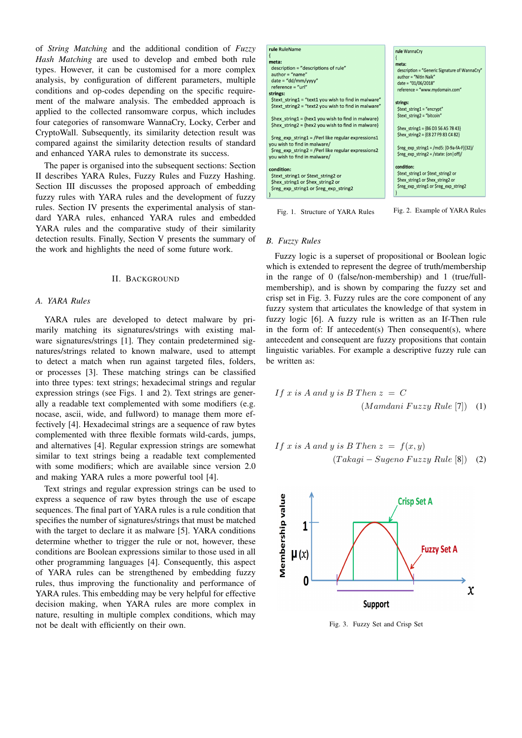of *String Matching* and the additional condition of *Fuzzy Hash Matching* are used to develop and embed both rule types. However, it can be customised for a more complex analysis, by configuration of different parameters, multiple conditions and op-codes depending on the specific requirement of the malware analysis. The embedded approach is applied to the collected ransomware corpus, which includes four categories of ransomware WannaCry, Locky, Cerber and CryptoWall. Subsequently, its similarity detection result was compared against the similarity detection results of standard and enhanced YARA rules to demonstrate its success.

The paper is organised into the subsequent sections: Section II describes YARA Rules, Fuzzy Rules and Fuzzy Hashing. Section III discusses the proposed approach of embedding fuzzy rules with YARA rules and the development of fuzzy rules. Section IV presents the experimental analysis of standard YARA rules, enhanced YARA rules and embedded YARA rules and the comparative study of their similarity detection results. Finally, Section V presents the summary of the work and highlights the need of some future work.

## II. Background

### A. YARA Rules

YARA rules are developed to detect malware by primarily matching its signatures/strings with existing malware signatures/strings [1]. They contain predetermined signatures/strings related to known malware, used to attempt to detect a match when run against targeted files, folders, or processes [3]. These matching strings can be classified into three types: text strings; hexadecimal strings and regular expression strings (see Figs. 1 and 2). Text strings are generally a readable text complemented with some modifiers (e.g. nocase, ascii, wide, and fullword) to manage them more effectively [4]. Hexadecimal strings are a sequence of raw bytes complemented with three flexible formats wild-cards, jumps, and alternatives [4]. Regular expression strings are somewhat similar to text strings being a readable text complemented with some modifiers; which are available since version 2.0 and making YARA rules a more powerful tool [4].

Text strings and regular expression strings can be used to express a sequence of raw bytes through the use of escape sequences. The final part of YARA rules is a rule condition that specifies the number of signatures/strings that must be matched with the target to declare it as malware [5]. YARA conditions determine whether to trigger the rule or not, however, these conditions are Boolean expressions similar to those used in all other programming languages [4]. Consequently, this aspect of YARA rules can be strengthened by embedding fuzzy rules, thus improving the functionality and performance of YARA rules. This embedding may be very helpful for effective decision making, when YARA rules are more complex in nature, resulting in multiple complex conditions, which may not be dealt with efficiently on their own.

```
rule RuleName
{
meta:
  description = "descriptions of rule"
  author = "name"
  date = "dd/mm/yyyy"
  reference = "url"
strings:
  $text_string1 = "text1 you wish to find in malware"
  $text_string2 = "text2 you wish to find in malware"

  $hex_string1 = {hex1 you wish to find in malware}
  $hex_string2 = {hex2 you wish to find in malware}

  $reg_exp_string1 = /Perl like regular expressions1 you wish to find in malware/
  $reg_exp_string2 = /Perl like regular expressions2 you wish to find in malware/

condition:
  $text_string1 or $text_string2 or
  $hex_string1 or $hex_string2 or
  $reg_exp_string1 or $reg_exp_string2
}
```

Fig. 1. Structure of YARA Rules

```
rule WannaCry
{
meta:
  description = "Generic Signature of WannaCry"
  author = "Nitin Naik"
  date = "01/06/2018"
  reference = "www.mydomain.com"

strings:
  $text_string1 = "encrypt"
  $text_string2 = "bitcoin"

  $hex_string1 = {B6 D3 56 A5 78 43}
  $hex_string2 = {E8 27 F9 83 C4 82}

  $reg_exp_string1 = /md5: [0-9a-fA-F]{32}/
  $reg_exp_string2 = /state: (on|off)/

condition:
  $text_string1 or $text_string2 or
  $hex_string1 or $hex_string2 or
  $reg_exp_string1 or $reg_exp_string2
}
```

Fig. 2. Example of YARA Rules

### B. Fuzzy Rules

Fuzzy logic is a superset of propositional or Boolean logic which is extended to represent the degree of truth/membership in the range of 0 (false/non-membership) and 1 (true/full-membership), and is shown by comparing the fuzzy set and crisp set in Fig. 3. Fuzzy rules are the core component of any fuzzy system that articulates the knowledge of that system in fuzzy logic [6]. A fuzzy rule is written as an If-Then rule in the form of: If antecedent(s) Then consequent(s), where antecedent and consequent are fuzzy propositions that contain linguistic variables. For example a descriptive fuzzy rule can be written as:

$$If\ x\ is\ A\ and\ y\ is\ B\ Then\ z\ =\ C \qquad (Mamdani\ Fuzzy\ Rule\ [7]) \quad (1)$$

$$If\ x\ is\ A\ and\ y\ is\ B\ Then\ z\ =\ f(x,y) \qquad (Takagi-Sugeno\ Fuzzy\ Rule\ [8]) \quad (2)$$

Fig. 3. Fuzzy Set and Crisp Set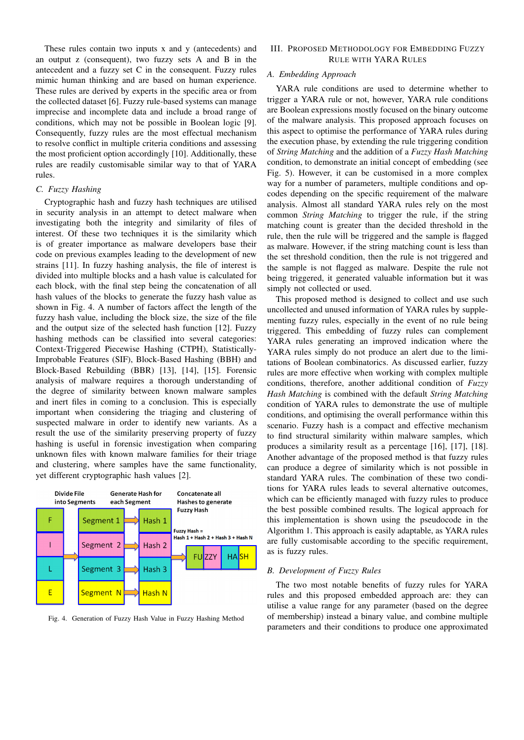These rules contain two inputs x and y (antecedents) and an output z (consequent), two fuzzy sets A and B in the antecedent and a fuzzy set C in the consequent. Fuzzy rules mimic human thinking and are based on human experience. These rules are derived by experts in the specific area or from the collected dataset [6]. Fuzzy rule-based systems can manage imprecise and incomplete data and include a broad range of conditions, which may not be possible in Boolean logic [9]. Consequently, fuzzy rules are the most effectual mechanism to resolve conflict in multiple criteria conditions and assessing the most proficient option accordingly [10]. Additionally, these rules are readily customisable similar way to that of YARA rules.

### C. Fuzzy Hashing

Cryptographic hash and fuzzy hash techniques are utilised in security analysis in an attempt to detect malware when investigating both the integrity and similarity of files of interest. Of these two techniques it is the similarity which is of greater importance as malware developers base their code on previous examples leading to the development of new strains [11]. In fuzzy hashing analysis, the file of interest is divided into multiple blocks and a hash value is calculated for each block, with the final step being the concatenation of all hash values of the blocks to generate the fuzzy hash value as shown in Fig. 4. A number of factors affect the length of the fuzzy hash value, including the block size, the size of the file and the output size of the selected hash function [12]. Fuzzy hashing methods can be classified into several categories: Context-Triggered Piecewise Hashing (CTPH), Statistically-Improbable Features (SIF), Block-Based Hashing (BBH) and Block-Based Rebuilding (BBR) [13], [14], [15]. Forensic analysis of malware requires a thorough understanding of the degree of similarity between known malware samples and inert files in coming to a conclusion. This is especially important when considering the triaging and clustering of suspected malware in order to identify new variants. As a result the use of the similarity preserving property of fuzzy hashing is useful in forensic investigation when comparing unknown files with known malware families for their triage and clustering, where samples have the same functionality, yet different cryptographic hash values [2].

Fig. 4. Generation of Fuzzy Hash Value in Fuzzy Hashing Method

## III. Proposed Methodology for Embedding Fuzzy Rule with YARA Rules

### A. Embedding Approach

YARA rule conditions are used to determine whether to trigger a YARA rule or not, however, YARA rule conditions are Boolean expressions mostly focused on the binary outcome of the malware analysis. This proposed approach focuses on this aspect to optimise the performance of YARA rules during the execution phase, by extending the rule triggering condition of *String Matching* and the addition of a *Fuzzy Hash Matching* condition, to demonstrate an initial concept of embedding (see Fig. 5). However, it can be customised in a more complex way for a number of parameters, multiple conditions and opcodes depending on the specific requirement of the malware analysis. Almost all standard YARA rules rely on the most common *String Matching* to trigger the rule, if the string matching count is greater than the decided threshold in the rule, then the rule will be triggered and the sample is flagged as malware. However, if the string matching count is less than the set threshold condition, then the rule is not triggered and the sample is not flagged as malware. Despite the rule not being triggered, it generated valuable information but it was simply not collected or used.

This proposed method is designed to collect and use such uncollected and unused information of YARA rules by supplementing fuzzy rules, especially in the event of no rule being triggered. This embedding of fuzzy rules can complement YARA rules generating an improved indication where the YARA rules simply do not produce an alert due to the limitations of Boolean combinatorics. As discussed earlier, fuzzy rules are more effective when working with complex multiple conditions, therefore, another additional condition of *Fuzzy Hash Matching* is combined with the default *String Matching* condition of YARA rules to demonstrate the use of multiple conditions, and optimising the overall performance within this scenario. Fuzzy hash is a compact and effective mechanism to find structural similarity within malware samples, which produces a similarity result as a percentage [16], [17], [18]. Another advantage of the proposed method is that fuzzy rules can produce a degree of similarity which is not possible in standard YARA rules. The combination of these two conditions for YARA rules leads to several alternative outcomes, which can be efficiently managed with fuzzy rules to produce the best possible combined results. The logical approach for this implementation is shown using the pseudocode in the Algorithm 1. This approach is easily adaptable, as YARA rules are fully customisable according to the specific requirement, as is fuzzy rules.

### B. Development of Fuzzy Rules

The two most notable benefits of fuzzy rules for YARA rules and this proposed embedded approach are: they can utilise a value range for any parameter (based on the degree of membership) instead a binary value, and combine multiple parameters and their conditions to produce one approximated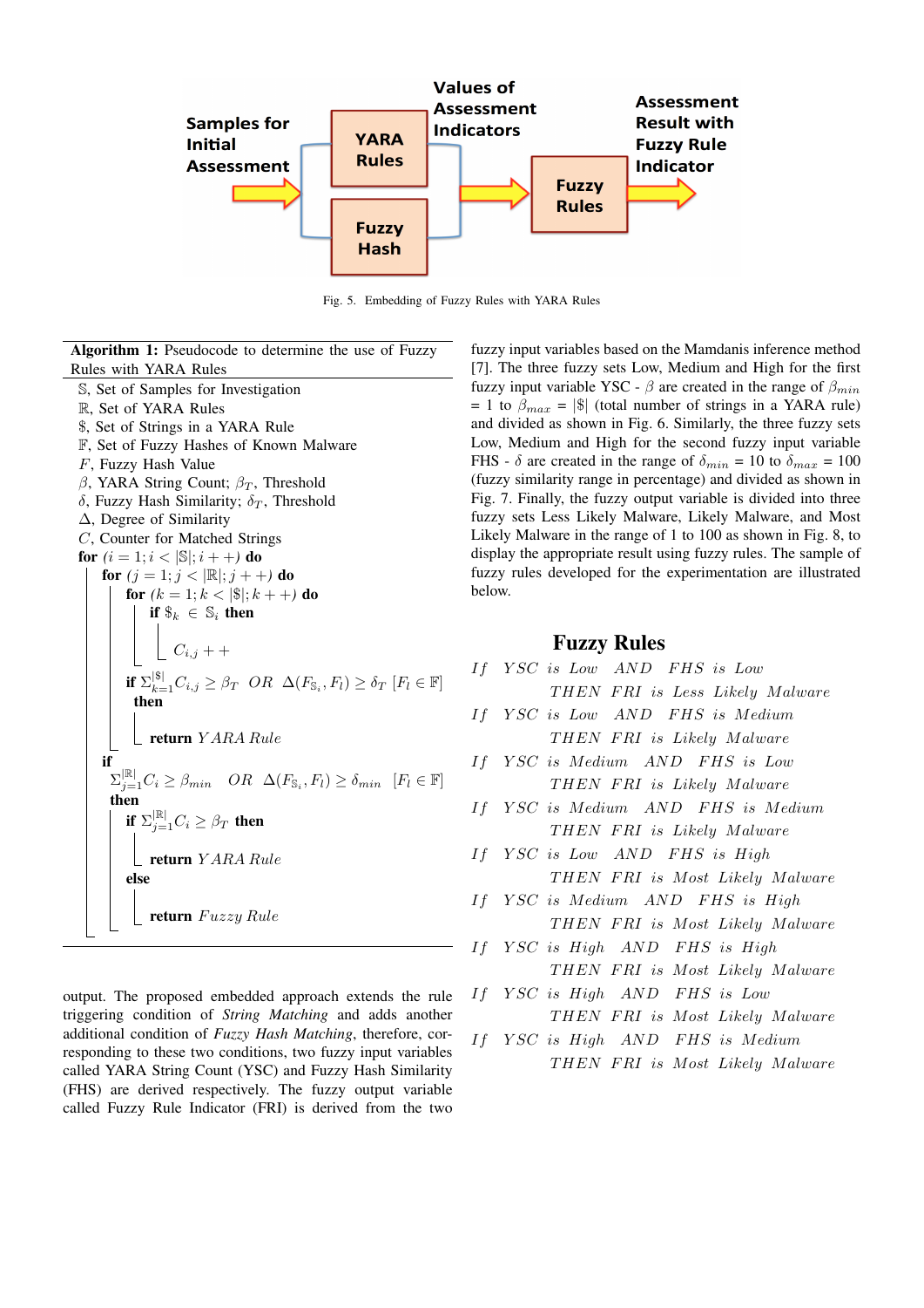Samples for Initial Assessment → YARA Rules / Fuzzy Hash → Values of Assessment Indicators → Fuzzy Rules → Assessment Result with Fuzzy Rule Indicator

Fig. 5. Embedding of Fuzzy Rules with YARA Rules

**Algorithm 1:** Pseudocode to determine the use of Fuzzy Rules with YARA Rules

```
𝕊, Set of Samples for Investigation
ℝ, Set of YARA Rules
$, Set of Strings in a YARA Rule
𝔽, Set of Fuzzy Hashes of Known Malware
F, Fuzzy Hash Value
β, YARA String Count; β_T, Threshold
δ, Fuzzy Hash Similarity; δ_T, Threshold
Δ, Degree of Similarity
C, Counter for Matched Strings
for (i = 1; i < |𝕊|; i++) do
    for (j = 1; j < |ℝ|; j++) do
        for (k = 1; k < |$|; k++) do
            if $_k ∈ 𝕊_i then
                C_{i,j}++
        if Σ_{k=1}^{|$|} C_{i,j} ≥ β_T  OR  Δ(F_{𝕊_i}, F_l) ≥ δ_T  [F_l ∈ 𝔽] then
            return YARA Rule
    if Σ_{j=1}^{|ℝ|} C_i ≥ β_min  OR  Δ(F_{𝕊_i}, F_l) ≥ δ_min  [F_l ∈ 𝔽] then
        if Σ_{j=1}^{|ℝ|} C_i ≥ β_T then
            return YARA Rule
        else
            return Fuzzy Rule
```

output. The proposed embedded approach extends the rule triggering condition of *String Matching* and adds another additional condition of *Fuzzy Hash Matching*, therefore, corresponding to these two conditions, two fuzzy input variables called YARA String Count (YSC) and Fuzzy Hash Similarity (FHS) are derived respectively. The fuzzy output variable called Fuzzy Rule Indicator (FRI) is derived from the two fuzzy input variables based on the Mamdanis inference method [7]. The three fuzzy sets Low, Medium and High for the first fuzzy input variable YSC - $\beta$ are created in the range of $\beta_{min}$ = 1 to $\beta_{max}$ = $|\$|$ (total number of strings in a YARA rule) and divided as shown in Fig. 6. Similarly, the three fuzzy sets Low, Medium and High for the second fuzzy input variable FHS - $\delta$ are created in the range of $\delta_{min}$ = 10 to $\delta_{max}$ = 100 (fuzzy similarity range in percentage) and divided as shown in Fig. 7. Finally, the fuzzy output variable is divided into three fuzzy sets Less Likely Malware, Likely Malware, and Most Likely Malware in the range of 1 to 100 as shown in Fig. 8, to display the appropriate result using fuzzy rules. The sample of fuzzy rules developed for the experimentation are illustrated below.

## Fuzzy Rules

*If YSC is Low AND FHS is Low THEN FRI is Less Likely Malware*

*If YSC is Low AND FHS is Medium THEN FRI is Likely Malware*

*If YSC is Medium AND FHS is Low THEN FRI is Likely Malware*

*If YSC is Medium AND FHS is Medium THEN FRI is Likely Malware*

*If YSC is Low AND FHS is High THEN FRI is Most Likely Malware*

*If YSC is Medium AND FHS is High THEN FRI is Most Likely Malware*

*If YSC is High AND FHS is High THEN FRI is Most Likely Malware*

*If YSC is High AND FHS is Low THEN FRI is Most Likely Malware*

*If YSC is High AND FHS is Medium THEN FRI is Most Likely Malware*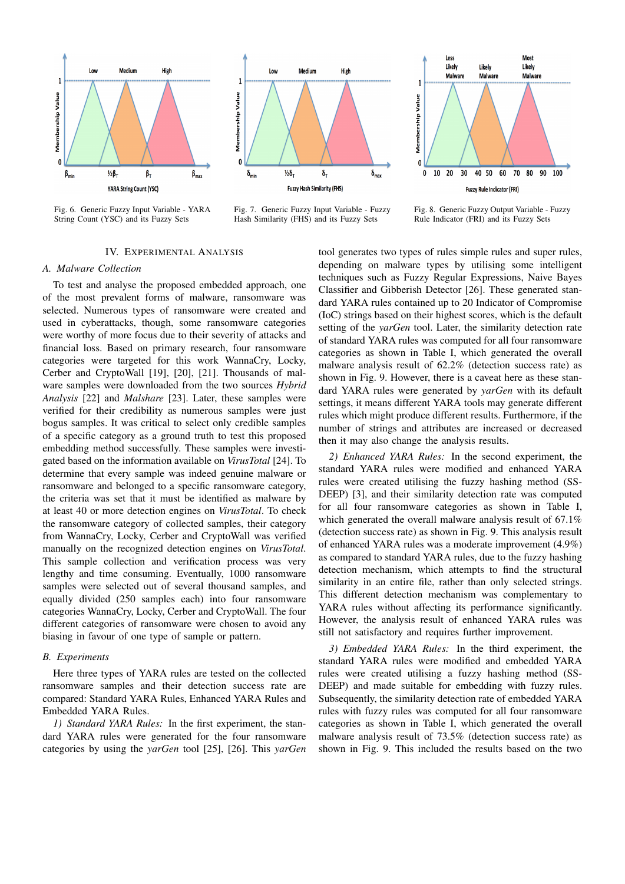Fig. 6. Generic Fuzzy Input Variable - YARA String Count (YSC) and its Fuzzy Sets

Fig. 7. Generic Fuzzy Input Variable - Fuzzy Hash Similarity (FHS) and its Fuzzy Sets

Fig. 8. Generic Fuzzy Output Variable - Fuzzy Rule Indicator (FRI) and its Fuzzy Sets

## IV. Experimental Analysis

### A. Malware Collection

To test and analyse the proposed embedded approach, one of the most prevalent forms of malware, ransomware was selected. Numerous types of ransomware were created and used in cyberattacks, though, some ransomware categories were worthy of more focus due to their severity of attacks and financial loss. Based on primary research, four ransomware categories were targeted for this work WannaCry, Locky, Cerber and CryptoWall [19], [20], [21]. Thousands of malware samples were downloaded from the two sources *Hybrid Analysis* [22] and *Malshare* [23]. Later, these samples were verified for their credibility as numerous samples were just bogus samples. It was critical to select only credible samples of a specific category as a ground truth to test this proposed embedding method successfully. These samples were investigated based on the information available on *VirusTotal* [24]. To determine that every sample was indeed genuine malware or ransomware and belonged to a specific ransomware category, the criteria was set that it must be identified as malware by at least 40 or more detection engines on *VirusTotal*. To check the ransomware category of collected samples, their category from WannaCry, Locky, Cerber and CryptoWall was verified manually on the recognized detection engines on *VirusTotal*. This sample collection and verification process was very lengthy and time consuming. Eventually, 1000 ransomware samples were selected out of several thousand samples, and equally divided (250 samples each) into four ransomware categories WannaCry, Locky, Cerber and CryptoWall. The four different categories of ransomware were chosen to avoid any biasing in favour of one type of sample or pattern.

### B. Experiments

Here three types of YARA rules are tested on the collected ransomware samples and their detection success rate are compared: Standard YARA Rules, Enhanced YARA Rules and Embedded YARA Rules.

*1) Standard YARA Rules:* In the first experiment, the standard YARA rules were generated for the four ransomware categories by using the *yarGen* tool [25], [26]. This *yarGen* tool generates two types of rules simple rules and super rules, depending on malware types by utilising some intelligent techniques such as Fuzzy Regular Expressions, Naive Bayes Classifier and Gibberish Detector [26]. These generated standard YARA rules contained up to 20 Indicator of Compromise (IoC) strings based on their highest scores, which is the default setting of the *yarGen* tool. Later, the similarity detection rate of standard YARA rules was computed for all four ransomware categories as shown in Table I, which generated the overall malware analysis result of 62.2% (detection success rate) as shown in Fig. 9. However, there is a caveat here as these standard YARA rules were generated by *yarGen* with its default settings, it means different YARA tools may generate different rules which might produce different results. Furthermore, if the number of strings and attributes are increased or decreased then it may also change the analysis results.

*2) Enhanced YARA Rules:* In the second experiment, the standard YARA rules were modified and enhanced YARA rules were created utilising the fuzzy hashing method (SSDEEP) [3], and their similarity detection rate was computed for all four ransomware categories as shown in Table I, which generated the overall malware analysis result of 67.1% (detection success rate) as shown in Fig. 9. This analysis result of enhanced YARA rules was a moderate improvement (4.9%) as compared to standard YARA rules, due to the fuzzy hashing detection mechanism, which attempts to find the structural similarity in an entire file, rather than only selected strings. This different detection mechanism was complementary to YARA rules without affecting its performance significantly. However, the analysis result of enhanced YARA rules was still not satisfactory and requires further improvement.

*3) Embedded YARA Rules:* In the third experiment, the standard YARA rules were modified and embedded YARA rules were created utilising a fuzzy hashing method (SSDEEP) and made suitable for embedding with fuzzy rules. Subsequently, the similarity detection rate of embedded YARA rules with fuzzy rules was computed for all four ransomware categories as shown in Table I, which generated the overall malware analysis result of 73.5% (detection success rate) as shown in Fig. 9. This included the results based on the two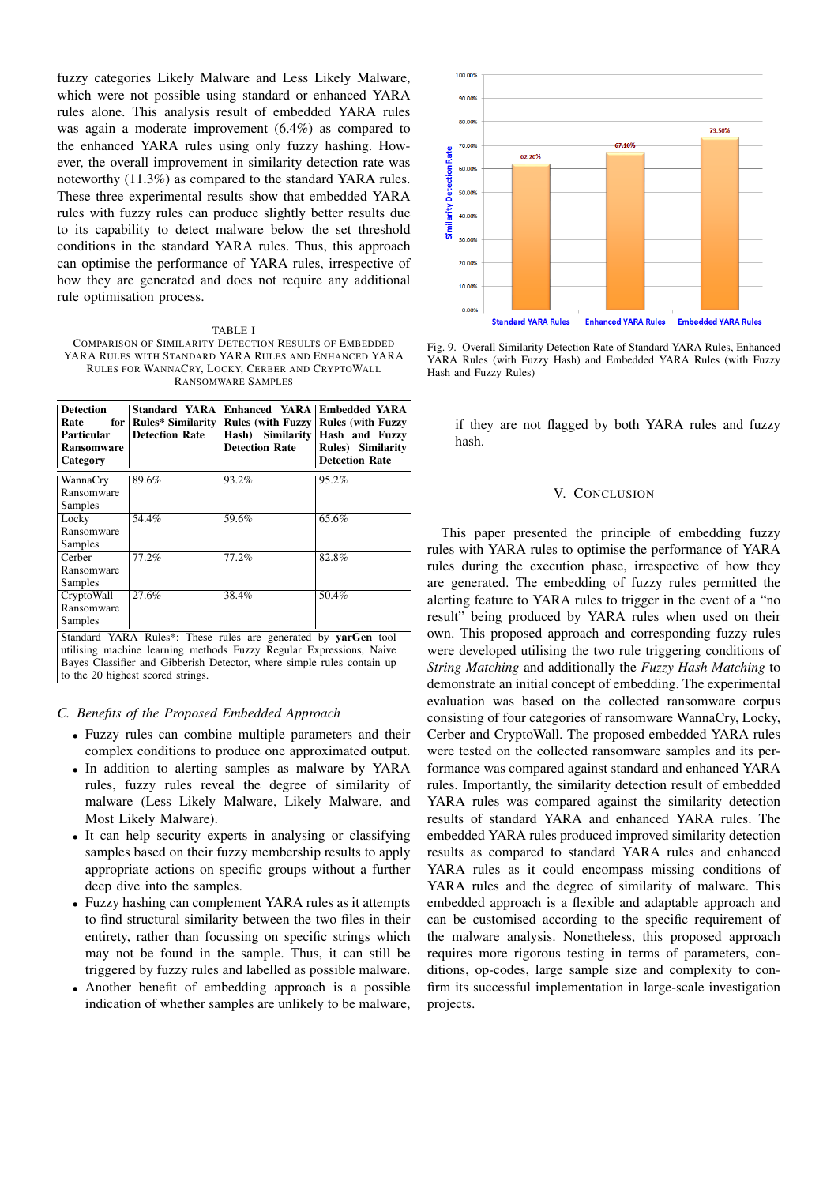fuzzy categories Likely Malware and Less Likely Malware, which were not possible using standard or enhanced YARA rules alone. This analysis result of embedded YARA rules was again a moderate improvement (6.4%) as compared to the enhanced YARA rules using only fuzzy hashing. However, the overall improvement in similarity detection rate was noteworthy (11.3%) as compared to the standard YARA rules. These three experimental results show that embedded YARA rules with fuzzy rules can produce slightly better results due to its capability to detect malware below the set threshold conditions in the standard YARA rules. Thus, this approach can optimise the performance of YARA rules, irrespective of how they are generated and does not require any additional rule optimisation process.

TABLE I
COMPARISON OF SIMILARITY DETECTION RESULTS OF EMBEDDED YARA RULES WITH STANDARD YARA RULES AND ENHANCED YARA RULES FOR WANNACRY, LOCKY, CERBER AND CRYPTOWALL RANSOMWARE SAMPLES

| **Detection Rate for Particular Ransomware Category** | **Standard YARA Rules\* Similarity Detection Rate** | **Enhanced YARA Rules (with Fuzzy Hash) Similarity Detection Rate** | **Embedded YARA Rules (with Fuzzy Hash and Fuzzy Rules) Similarity Detection Rate** |
|---|---|---|---|
| WannaCry Ransomware Samples | 89.6% | 93.2% | 95.2% |
| Locky Ransomware Samples | 54.4% | 59.6% | 65.6% |
| Cerber Ransomware Samples | 77.2% | 77.2% | 82.8% |
| CryptoWall Ransomware Samples | 27.6% | 38.4% | 50.4% |

Standard YARA Rules*: These rules are generated by **yarGen** tool utilising machine learning methods Fuzzy Regular Expressions, Naive Bayes Classifier and Gibberish Detector, where simple rules contain up to the 20 highest scored strings.

### *C. Benefits of the Proposed Embedded Approach*

- Fuzzy rules can combine multiple parameters and their complex conditions to produce one approximated output.
- In addition to alerting samples as malware by YARA rules, fuzzy rules reveal the degree of similarity of malware (Less Likely Malware, Likely Malware, and Most Likely Malware).
- It can help security experts in analysing or classifying samples based on their fuzzy membership results to apply appropriate actions on specific groups without a further deep dive into the samples.
- Fuzzy hashing can complement YARA rules as it attempts to find structural similarity between the two files in their entirety, rather than focussing on specific strings which may not be found in the sample. Thus, it can still be triggered by fuzzy rules and labelled as possible malware.
- Another benefit of embedding approach is a possible indication of whether samples are unlikely to be malware, if they are not flagged by both YARA rules and fuzzy hash.

Fig. 9. Overall Similarity Detection Rate of Standard YARA Rules, Enhanced YARA Rules (with Fuzzy Hash) and Embedded YARA Rules (with Fuzzy Hash and Fuzzy Rules)

## V. CONCLUSION

This paper presented the principle of embedding fuzzy rules with YARA rules to optimise the performance of YARA rules during the execution phase, irrespective of how they are generated. The embedding of fuzzy rules permitted the alerting feature to YARA rules to trigger in the event of a "no result" being produced by YARA rules when used on their own. This proposed approach and corresponding fuzzy rules were developed utilising the two rule triggering conditions of *String Matching* and additionally the *Fuzzy Hash Matching* to demonstrate an initial concept of embedding. The experimental evaluation was based on the collected ransomware corpus consisting of four categories of ransomware WannaCry, Locky, Cerber and CryptoWall. The proposed embedded YARA rules were tested on the collected ransomware samples and its performance was compared against standard and enhanced YARA rules. Importantly, the similarity detection result of embedded YARA rules was compared against the similarity detection results of standard YARA and enhanced YARA rules. The embedded YARA rules produced improved similarity detection results as compared to standard YARA rules and enhanced YARA rules as it could encompass missing conditions of YARA rules and the degree of similarity of malware. This embedded approach is a flexible and adaptable approach and can be customised according to the specific requirement of the malware analysis. Nonetheless, this proposed approach requires more rigorous testing in terms of parameters, conditions, op-codes, large sample size and complexity to confirm its successful implementation in large-scale investigation projects.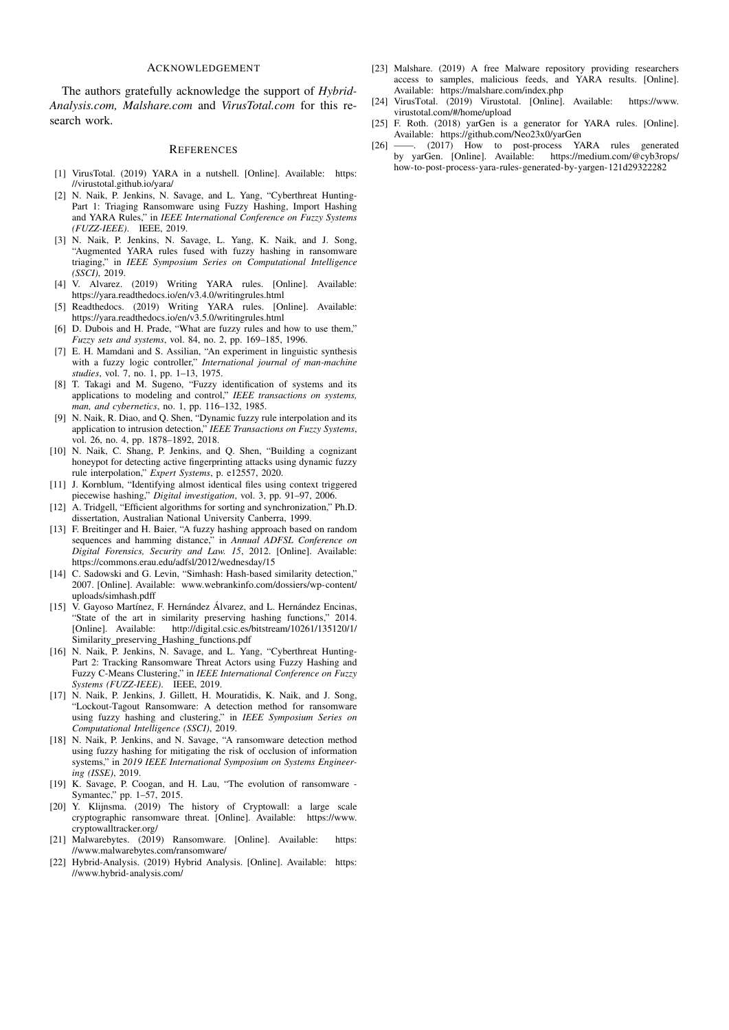## ACKNOWLEDGEMENT

The authors gratefully acknowledge the support of *Hybrid-Analysis.com, Malshare.com* and *VirusTotal.com* for this research work.

## REFERENCES

[1] VirusTotal. (2019) YARA in a nutshell. [Online]. Available: https://virustotal.github.io/yara/

[2] N. Naik, P. Jenkins, N. Savage, and L. Yang, "Cyberthreat Hunting-Part 1: Triaging Ransomware using Fuzzy Hashing, Import Hashing and YARA Rules," in *IEEE International Conference on Fuzzy Systems (FUZZ-IEEE)*. IEEE, 2019.

[3] N. Naik, P. Jenkins, N. Savage, L. Yang, K. Naik, and J. Song, "Augmented YARA rules fused with fuzzy hashing in ransomware triaging," in *IEEE Symposium Series on Computational Intelligence (SSCI)*, 2019.

[4] V. Alvarez. (2019) Writing YARA rules. [Online]. Available: https://yara.readthedocs.io/en/v3.4.0/writingrules.html

[5] Readthedocs. (2019) Writing YARA rules. [Online]. Available: https://yara.readthedocs.io/en/v3.5.0/writingrules.html

[6] D. Dubois and H. Prade, "What are fuzzy rules and how to use them," *Fuzzy sets and systems*, vol. 84, no. 2, pp. 169–185, 1996.

[7] E. H. Mamdani and S. Assilian, "An experiment in linguistic synthesis with a fuzzy logic controller," *International journal of man-machine studies*, vol. 7, no. 1, pp. 1–13, 1975.

[8] T. Takagi and M. Sugeno, "Fuzzy identification of systems and its applications to modeling and control," *IEEE transactions on systems, man, and cybernetics*, no. 1, pp. 116–132, 1985.

[9] N. Naik, R. Diao, and Q. Shen, "Dynamic fuzzy rule interpolation and its application to intrusion detection," *IEEE Transactions on Fuzzy Systems*, vol. 26, no. 4, pp. 1878–1892, 2018.

[10] N. Naik, C. Shang, P. Jenkins, and Q. Shen, "Building a cognizant honeypot for detecting active fingerprinting attacks using dynamic fuzzy rule interpolation," *Expert Systems*, p. e12557, 2020.

[11] J. Kornblum, "Identifying almost identical files using context triggered piecewise hashing," *Digital investigation*, vol. 3, pp. 91–97, 2006.

[12] A. Tridgell, "Efficient algorithms for sorting and synchronization," Ph.D. dissertation, Australian National University Canberra, 1999.

[13] F. Breitinger and H. Baier, "A fuzzy hashing approach based on random sequences and hamming distance," in *Annual ADFSL Conference on Digital Forensics, Security and Law. 15*, 2012. [Online]. Available: https://commons.erau.edu/adfsl/2012/wednesday/15

[14] C. Sadowski and G. Levin, "Simhash: Hash-based similarity detection," 2007. [Online]. Available: www.webrankinfo.com/dossiers/wp-content/uploads/simhash.pdff

[15] V. Gayoso Martínez, F. Hernández Álvarez, and L. Hernández Encinas, "State of the art in similarity preserving hashing functions," 2014. [Online]. Available: http://digital.csic.es/bitstream/10261/135120/1/Similarity_preserving_Hashing_functions.pdf

[16] N. Naik, P. Jenkins, N. Savage, and L. Yang, "Cyberthreat Hunting-Part 2: Tracking Ransomware Threat Actors using Fuzzy Hashing and Fuzzy C-Means Clustering," in *IEEE International Conference on Fuzzy Systems (FUZZ-IEEE)*. IEEE, 2019.

[17] N. Naik, P. Jenkins, J. Gillett, H. Mouratidis, K. Naik, and J. Song, "Lockout-Tagout Ransomware: A detection method for ransomware using fuzzy hashing and clustering," in *IEEE Symposium Series on Computational Intelligence (SSCI)*, 2019.

[18] N. Naik, P. Jenkins, and N. Savage, "A ransomware detection method using fuzzy hashing for mitigating the risk of occlusion of information systems," in *2019 IEEE International Symposium on Systems Engineering (ISSE)*, 2019.

[19] K. Savage, P. Coogan, and H. Lau, "The evolution of ransomware - Symantec," pp. 1–57, 2015.

[20] Y. Klijnsma. (2019) The history of Cryptowall: a large scale cryptographic ransomware threat. [Online]. Available: https://www.cryptowalltracker.org/

[21] Malwarebytes. (2019) Ransomware. [Online]. Available: https://www.malwarebytes.com/ransomware/

[22] Hybrid-Analysis. (2019) Hybrid Analysis. [Online]. Available: https://www.hybrid-analysis.com/

[23] Malshare. (2019) A free Malware repository providing researchers access to samples, malicious feeds, and YARA results. [Online]. Available: https://malshare.com/index.php

[24] VirusTotal. (2019) Virustotal. [Online]. Available: https://www.virustotal.com/#/home/upload

[25] F. Roth. (2018) yarGen is a generator for YARA rules. [Online]. Available: https://github.com/Neo23x0/yarGen

[26] ——. (2017) How to post-process YARA rules generated by yarGen. [Online]. Available: https://medium.com/@cyb3rops/how-to-post-process-yara-rules-generated-by-yargen-121d29322282